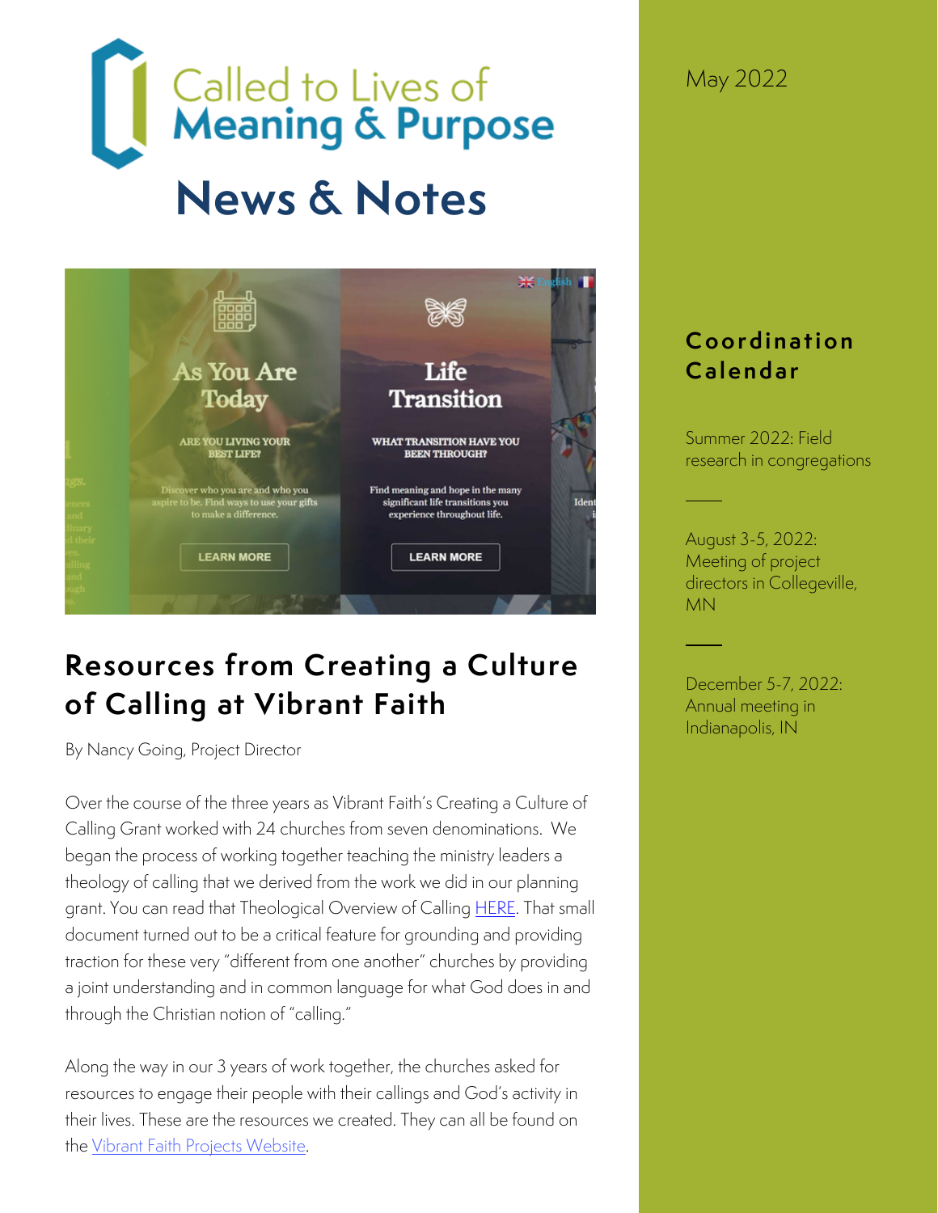# Called to Lives of Meaning & Purpose

# News & Notes

May 2022

## Resources from Creating a Culture of Calling at Vibrant Faith

By Nancy Going, Project Director

Over the course of the three years as Vibrant Faith's Creating a Culture of Calling Grant worked with 24 churches from seven denominations. We began the process of working together teaching the ministry leaders a theology of calling that we derived from the work we did in our planning grant. You can read that Theological Overview of Calling HERE. That small document turned out to be a critical feature for grounding and providing traction for these very "different from one another" churches by providing a joint understanding and in common language for what God does in and through the Christian notion of "calling."

Along the way in our 3 years of work together, the churches asked for resources to engage their people with their callings and God's activity in their lives. These are the resources we created. They can all be found on the Vibrant Faith Projects Website.

## Coordination Calendar

Summer 2022: Field research in congregations

August 3-5, 2022: Meeting of project directors in Collegeville, MN

December 5-7, 2022: Annual meeting in Indianapolis, IN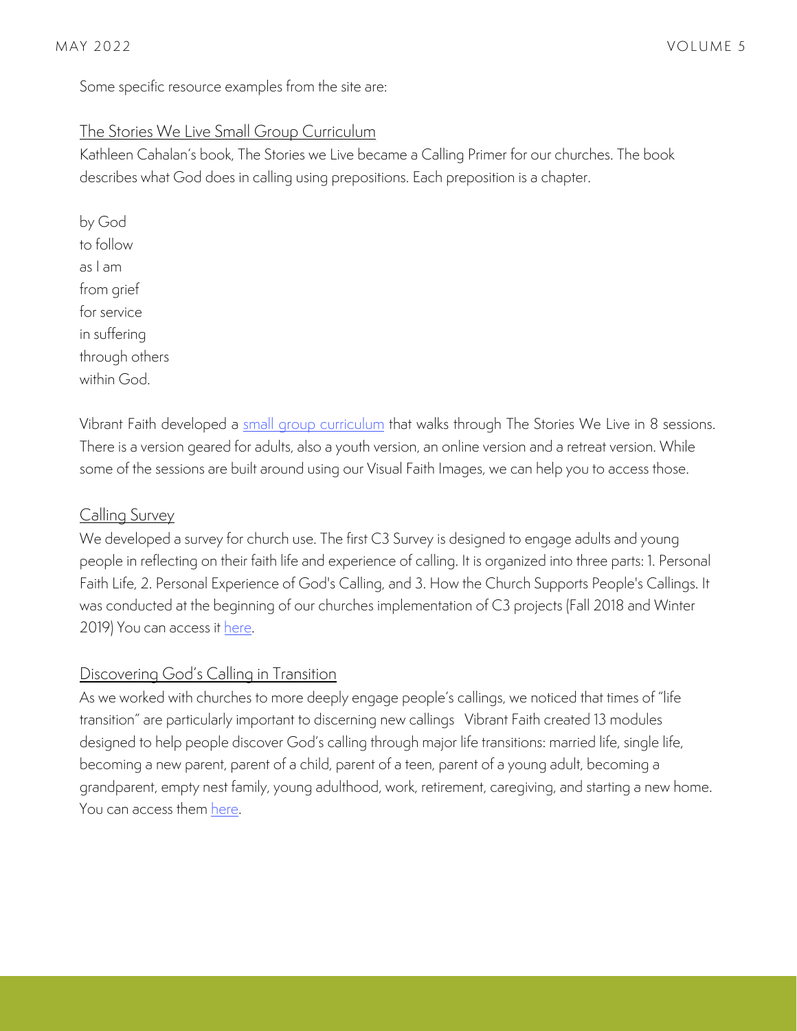Some specific resource examples from the site are:

## The Stories We Live Small Group Curriculum

Kathleen Cahalan's book, The Stories we Live became a Calling Primer for our churches. The book describes what God does in calling using prepositions. Each preposition is a chapter.

by God
to follow
as I am
from grief
for service
in suffering
through others
within God.

Vibrant Faith developed a small group curriculum that walks through The Stories We Live in 8 sessions. There is a version geared for adults, also a youth version, an online version and a retreat version. While some of the sessions are built around using our Visual Faith Images, we can help you to access those.

## Calling Survey

We developed a survey for church use. The first C3 Survey is designed to engage adults and young people in reflecting on their faith life and experience of calling. It is organized into three parts: 1. Personal Faith Life, 2. Personal Experience of God's Calling, and 3. How the Church Supports People's Callings. It was conducted at the beginning of our churches implementation of C3 projects (Fall 2018 and Winter 2019) You can access it here.

## Discovering God's Calling in Transition

As we worked with churches to more deeply engage people's callings, we noticed that times of "life transition" are particularly important to discerning new callings Vibrant Faith created 13 modules designed to help people discover God's calling through major life transitions: married life, single life, becoming a new parent, parent of a child, parent of a teen, parent of a young adult, becoming a grandparent, empty nest family, young adulthood, work, retirement, caregiving, and starting a new home. You can access them here.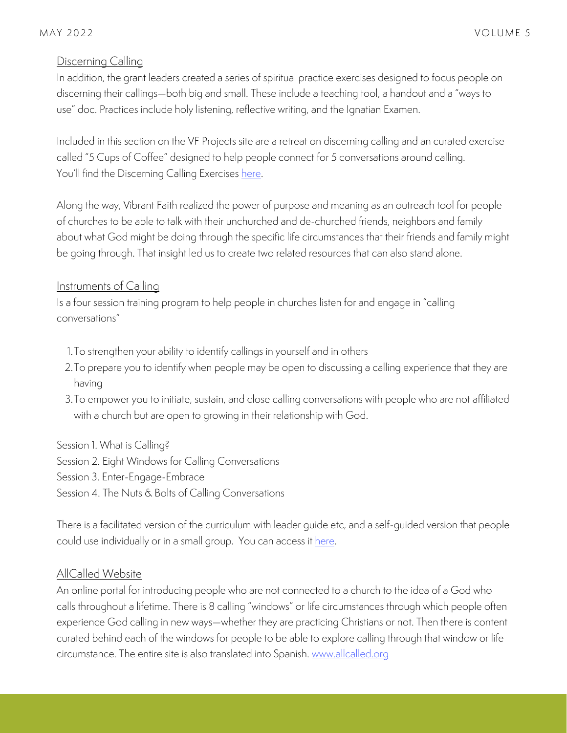## Discerning Calling

In addition, the grant leaders created a series of spiritual practice exercises designed to focus people on discerning their callings—both big and small. These include a teaching tool, a handout and a "ways to use" doc. Practices include holy listening, reflective writing, and the Ignatian Examen.

Included in this section on the VF Projects site are a retreat on discerning calling and an curated exercise called "5 Cups of Coffee" designed to help people connect for 5 conversations around calling. You'll find the Discerning Calling Exercises here.

Along the way, Vibrant Faith realized the power of purpose and meaning as an outreach tool for people of churches to be able to talk with their unchurched and de-churched friends, neighbors and family about what God might be doing through the specific life circumstances that their friends and family might be going through. That insight led us to create two related resources that can also stand alone.

## Instruments of Calling

Is a four session training program to help people in churches listen for and engage in "calling conversations"

1. To strengthen your ability to identify callings in yourself and in others
2. To prepare you to identify when people may be open to discussing a calling experience that they are having
3. To empower you to initiate, sustain, and close calling conversations with people who are not affiliated with a church but are open to growing in their relationship with God.

Session 1. What is Calling?
Session 2. Eight Windows for Calling Conversations
Session 3. Enter-Engage-Embrace
Session 4. The Nuts & Bolts of Calling Conversations

There is a facilitated version of the curriculum with leader guide etc, and a self-guided version that people could use individually or in a small group. You can access it here.

## AllCalled Website

An online portal for introducing people who are not connected to a church to the idea of a God who calls throughout a lifetime. There is 8 calling "windows" or life circumstances through which people often experience God calling in new ways—whether they are practicing Christians or not. Then there is content curated behind each of the windows for people to be able to explore calling through that window or life circumstance. The entire site is also translated into Spanish. www.allcalled.org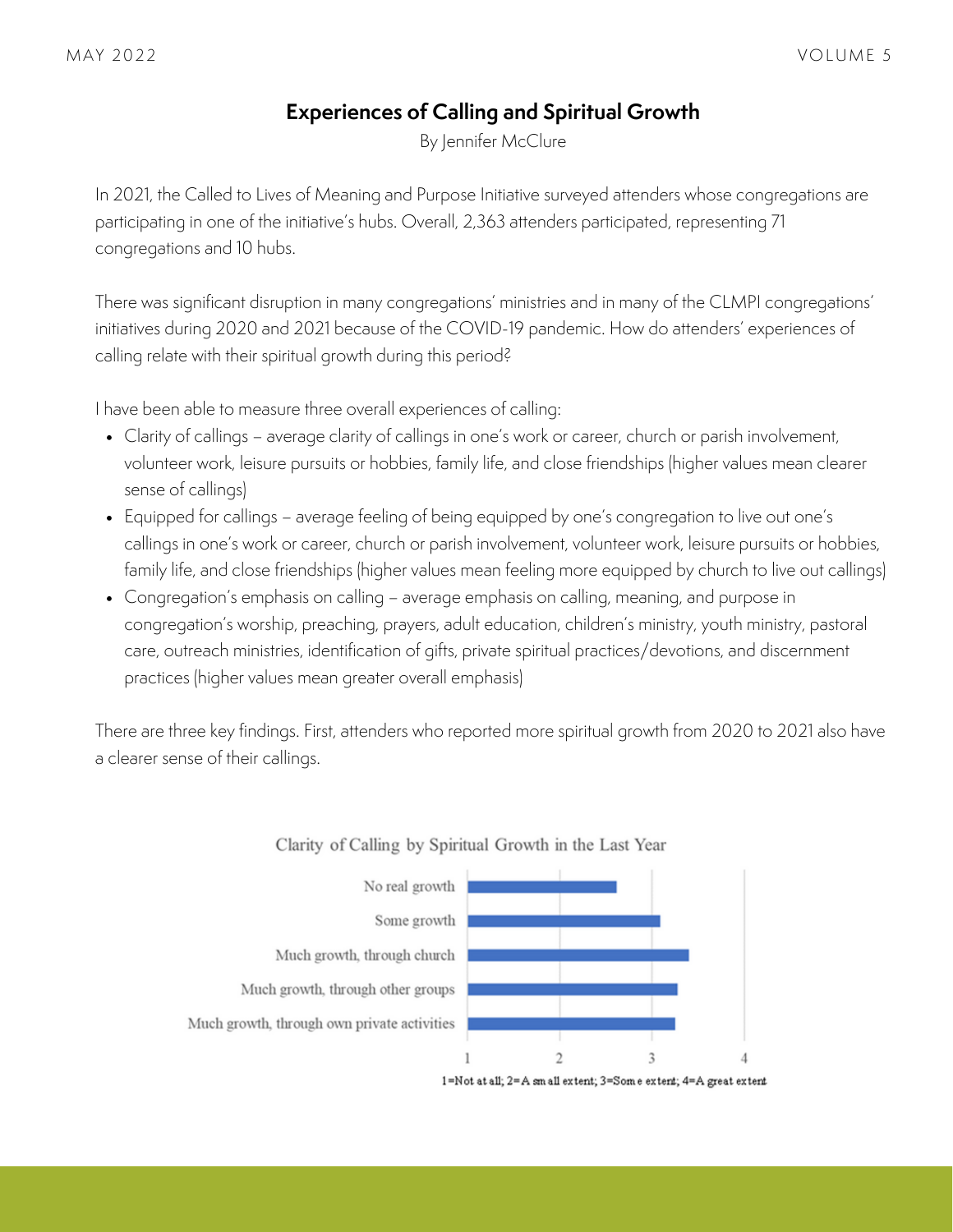## Experiences of Calling and Spiritual Growth

By Jennifer McClure

In 2021, the Called to Lives of Meaning and Purpose Initiative surveyed attenders whose congregations are participating in one of the initiative's hubs. Overall, 2,363 attenders participated, representing 71 congregations and 10 hubs.

There was significant disruption in many congregations' ministries and in many of the CLMPI congregations' initiatives during 2020 and 2021 because of the COVID-19 pandemic. How do attenders' experiences of calling relate with their spiritual growth during this period?

I have been able to measure three overall experiences of calling:

- Clarity of callings – average clarity of callings in one's work or career, church or parish involvement, volunteer work, leisure pursuits or hobbies, family life, and close friendships (higher values mean clearer sense of callings)
- Equipped for callings – average feeling of being equipped by one's congregation to live out one's callings in one's work or career, church or parish involvement, volunteer work, leisure pursuits or hobbies, family life, and close friendships (higher values mean feeling more equipped by church to live out callings)
- Congregation's emphasis on calling – average emphasis on calling, meaning, and purpose in congregation's worship, preaching, prayers, adult education, children's ministry, youth ministry, pastoral care, outreach ministries, identification of gifts, private spiritual practices/devotions, and discernment practices (higher values mean greater overall emphasis)

There are three key findings. First, attenders who reported more spiritual growth from 2020 to 2021 also have a clearer sense of their callings.

Clarity of Calling by Spiritual Growth in the Last Year

| Spiritual growth | Clarity of calling (approx.) |
| --- | --- |
| No real growth | 2.6 |
| Some growth | 3.1 |
| Much growth, through church | 3.4 |
| Much growth, through other groups | 3.3 |
| Much growth, through own private activities | 3.25 |

1=Not at all; 2=A small extent; 3=Some extent; 4=A great extent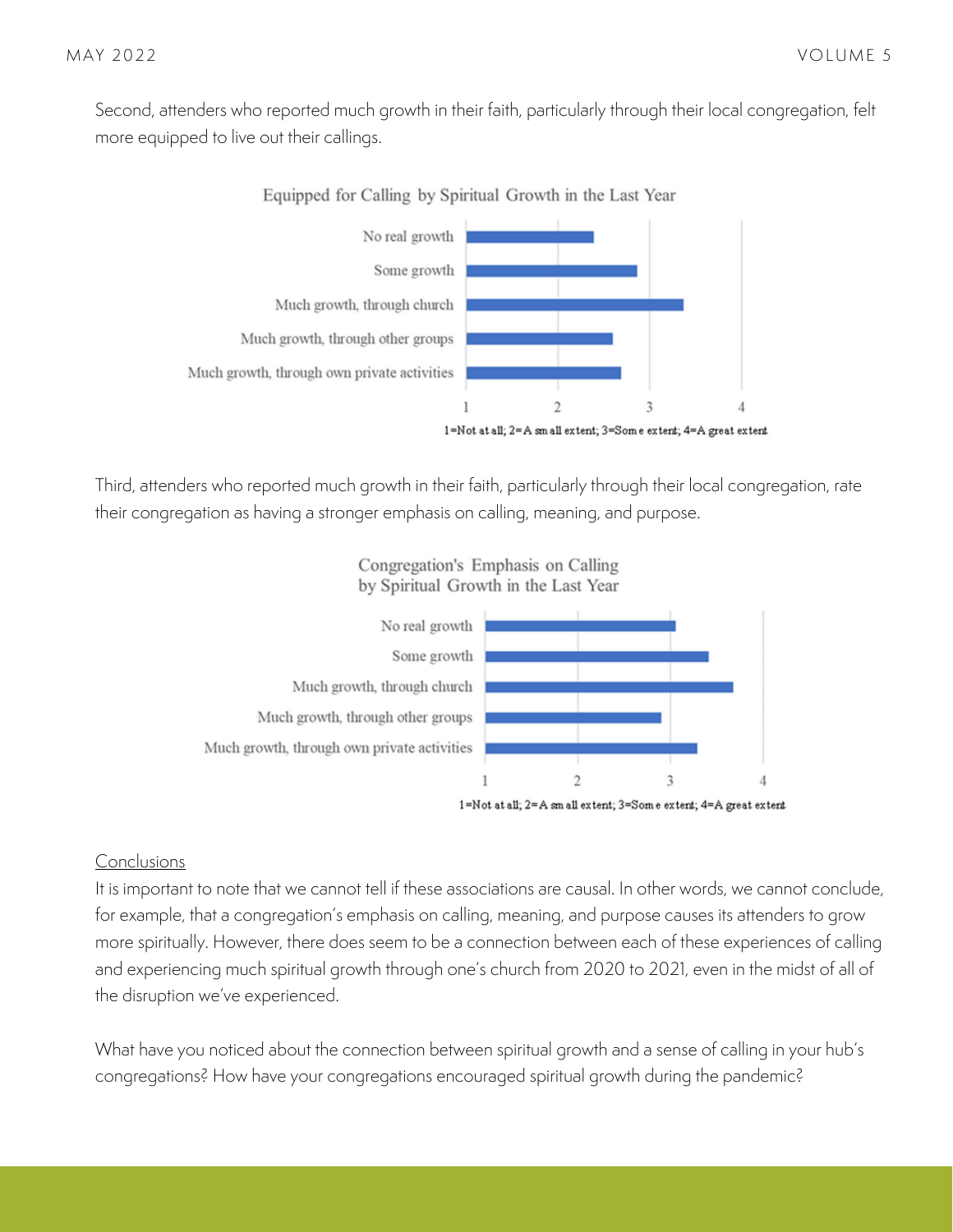Second, attenders who reported much growth in their faith, particularly through their local congregation, felt more equipped to live out their callings.

Equipped for Calling by Spiritual Growth in the Last Year

No real growth

Some growth

Much growth, through church

Much growth, through other groups

Much growth, through own private activities

1 2 3 4

1=Not at all; 2=A small extent; 3=Some extent; 4=A great extent

Third, attenders who reported much growth in their faith, particularly through their local congregation, rate their congregation as having a stronger emphasis on calling, meaning, and purpose.

Congregation's Emphasis on Calling by Spiritual Growth in the Last Year

No real growth

Some growth

Much growth, through church

Much growth, through other groups

Much growth, through own private activities

1 2 3 4

1=Not at all; 2=A small extent; 3=Some extent; 4=A great extent

## Conclusions

It is important to note that we cannot tell if these associations are causal. In other words, we cannot conclude, for example, that a congregation's emphasis on calling, meaning, and purpose causes its attenders to grow more spiritually. However, there does seem to be a connection between each of these experiences of calling and experiencing much spiritual growth through one's church from 2020 to 2021, even in the midst of all of the disruption we've experienced.

What have you noticed about the connection between spiritual growth and a sense of calling in your hub's congregations? How have your congregations encouraged spiritual growth during the pandemic?